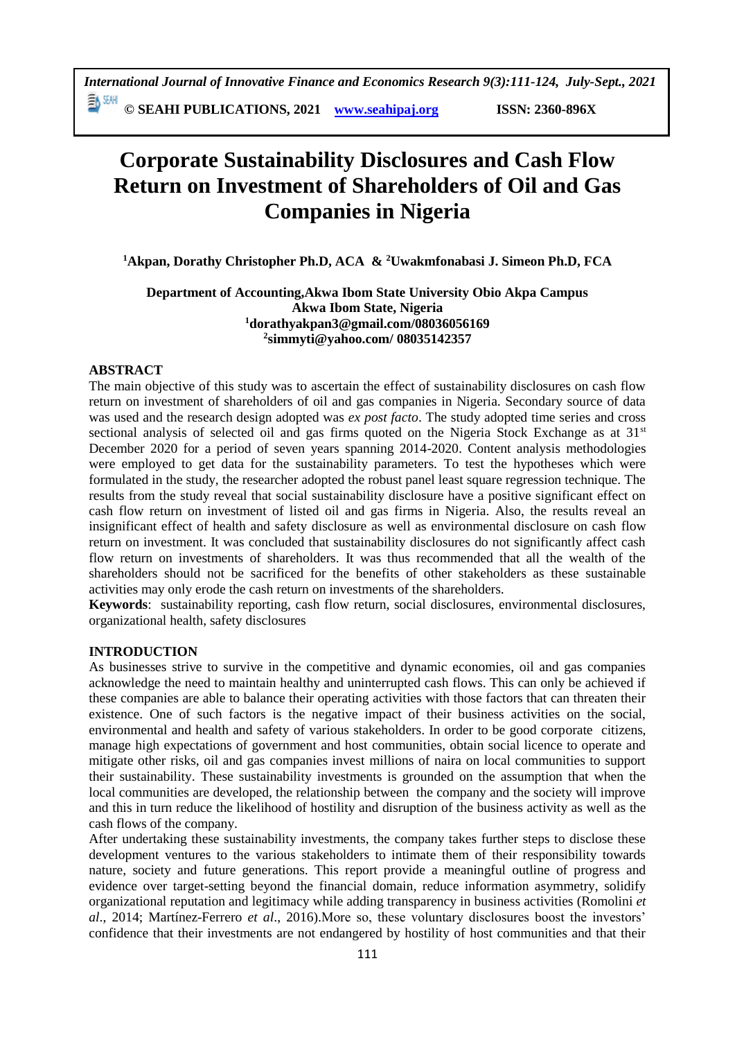# Corporate Sustainability Disclosures and Cash Flow Return on Investment of Shareholders of Oil and Gas Companies in Nigeria

**[1]Akpan, Dorathy Christopher Ph.D, ACA & [2]Uwakmfonabasi J. Simeon Ph.D, FCA**

**Department of Accounting,Akwa Ibom State University Obio Akpa Campus**
**Akwa Ibom State, Nigeria**
**[1]dorathyakpan3@gmail.com/08036056169**
**[2]simmyti@yahoo.com/ 08035142357**

## ABSTRACT

The main objective of this study was to ascertain the effect of sustainability disclosures on cash flow return on investment of shareholders of oil and gas companies in Nigeria. Secondary source of data was used and the research design adopted was *ex post facto*. The study adopted time series and cross sectional analysis of selected oil and gas firms quoted on the Nigeria Stock Exchange as at 31st December 2020 for a period of seven years spanning 2014-2020. Content analysis methodologies were employed to get data for the sustainability parameters. To test the hypotheses which were formulated in the study, the researcher adopted the robust panel least square regression technique. The results from the study reveal that social sustainability disclosure have a positive significant effect on cash flow return on investment of listed oil and gas firms in Nigeria. Also, the results reveal an insignificant effect of health and safety disclosure as well as environmental disclosure on cash flow return on investment. It was concluded that sustainability disclosures do not significantly affect cash flow return on investments of shareholders. It was thus recommended that all the wealth of the shareholders should not be sacrificed for the benefits of other stakeholders as these sustainable activities may only erode the cash return on investments of the shareholders.

**Keywords**: sustainability reporting, cash flow return, social disclosures, environmental disclosures, organizational health, safety disclosures

## INTRODUCTION

As businesses strive to survive in the competitive and dynamic economies, oil and gas companies acknowledge the need to maintain healthy and uninterrupted cash flows. This can only be achieved if these companies are able to balance their operating activities with those factors that can threaten their existence. One of such factors is the negative impact of their business activities on the social, environmental and health and safety of various stakeholders. In order to be good corporate citizens, manage high expectations of government and host communities, obtain social licence to operate and mitigate other risks, oil and gas companies invest millions of naira on local communities to support their sustainability. These sustainability investments is grounded on the assumption that when the local communities are developed, the relationship between the company and the society will improve and this in turn reduce the likelihood of hostility and disruption of the business activity as well as the cash flows of the company.

After undertaking these sustainability investments, the company takes further steps to disclose these development ventures to the various stakeholders to intimate them of their responsibility towards nature, society and future generations. This report provide a meaningful outline of progress and evidence over target-setting beyond the financial domain, reduce information asymmetry, solidify organizational reputation and legitimacy while adding transparency in business activities (Romolini *et al*., 2014; Martínez-Ferrero *et al*., 2016).More so, these voluntary disclosures boost the investors' confidence that their investments are not endangered by hostility of host communities and that their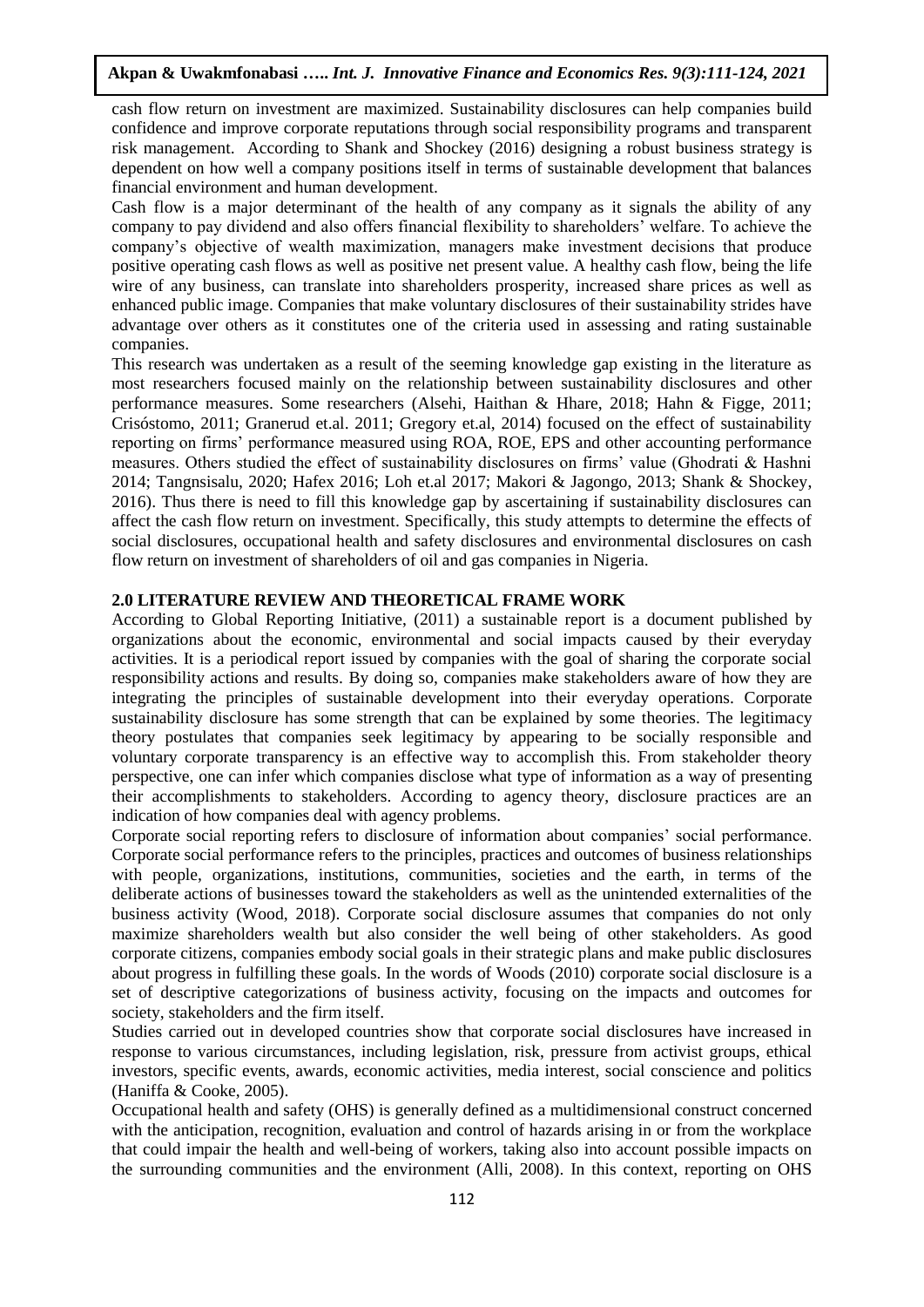cash flow return on investment are maximized. Sustainability disclosures can help companies build confidence and improve corporate reputations through social responsibility programs and transparent risk management. According to Shank and Shockey (2016) designing a robust business strategy is dependent on how well a company positions itself in terms of sustainable development that balances financial environment and human development.

Cash flow is a major determinant of the health of any company as it signals the ability of any company to pay dividend and also offers financial flexibility to shareholders' welfare. To achieve the company's objective of wealth maximization, managers make investment decisions that produce positive operating cash flows as well as positive net present value. A healthy cash flow, being the life wire of any business, can translate into shareholders prosperity, increased share prices as well as enhanced public image. Companies that make voluntary disclosures of their sustainability strides have advantage over others as it constitutes one of the criteria used in assessing and rating sustainable companies.

This research was undertaken as a result of the seeming knowledge gap existing in the literature as most researchers focused mainly on the relationship between sustainability disclosures and other performance measures. Some researchers (Alsehi, Haithan & Hhare, 2018; Hahn & Figge, 2011; Crisóstomo, 2011; Granerud et.al. 2011; Gregory et.al, 2014) focused on the effect of sustainability reporting on firms' performance measured using ROA, ROE, EPS and other accounting performance measures. Others studied the effect of sustainability disclosures on firms' value (Ghodrati & Hashni 2014; Tangnsisalu, 2020; Hafex 2016; Loh et.al 2017; Makori & Jagongo, 2013; Shank & Shockey, 2016). Thus there is need to fill this knowledge gap by ascertaining if sustainability disclosures can affect the cash flow return on investment. Specifically, this study attempts to determine the effects of social disclosures, occupational health and safety disclosures and environmental disclosures on cash flow return on investment of shareholders of oil and gas companies in Nigeria.

## 2.0 LITERATURE REVIEW AND THEORETICAL FRAME WORK

According to Global Reporting Initiative, (2011) a sustainable report is a document published by organizations about the economic, environmental and social impacts caused by their everyday activities. It is a periodical report issued by companies with the goal of sharing the corporate social responsibility actions and results. By doing so, companies make stakeholders aware of how they are integrating the principles of sustainable development into their everyday operations. Corporate sustainability disclosure has some strength that can be explained by some theories. The legitimacy theory postulates that companies seek legitimacy by appearing to be socially responsible and voluntary corporate transparency is an effective way to accomplish this. From stakeholder theory perspective, one can infer which companies disclose what type of information as a way of presenting their accomplishments to stakeholders. According to agency theory, disclosure practices are an indication of how companies deal with agency problems.

Corporate social reporting refers to disclosure of information about companies' social performance. Corporate social performance refers to the principles, practices and outcomes of business relationships with people, organizations, institutions, communities, societies and the earth, in terms of the deliberate actions of businesses toward the stakeholders as well as the unintended externalities of the business activity (Wood, 2018). Corporate social disclosure assumes that companies do not only maximize shareholders wealth but also consider the well being of other stakeholders. As good corporate citizens, companies embody social goals in their strategic plans and make public disclosures about progress in fulfilling these goals. In the words of Woods (2010) corporate social disclosure is a set of descriptive categorizations of business activity, focusing on the impacts and outcomes for society, stakeholders and the firm itself.

Studies carried out in developed countries show that corporate social disclosures have increased in response to various circumstances, including legislation, risk, pressure from activist groups, ethical investors, specific events, awards, economic activities, media interest, social conscience and politics (Haniffa & Cooke, 2005).

Occupational health and safety (OHS) is generally defined as a multidimensional construct concerned with the anticipation, recognition, evaluation and control of hazards arising in or from the workplace that could impair the health and well-being of workers, taking also into account possible impacts on the surrounding communities and the environment (Alli, 2008). In this context, reporting on OHS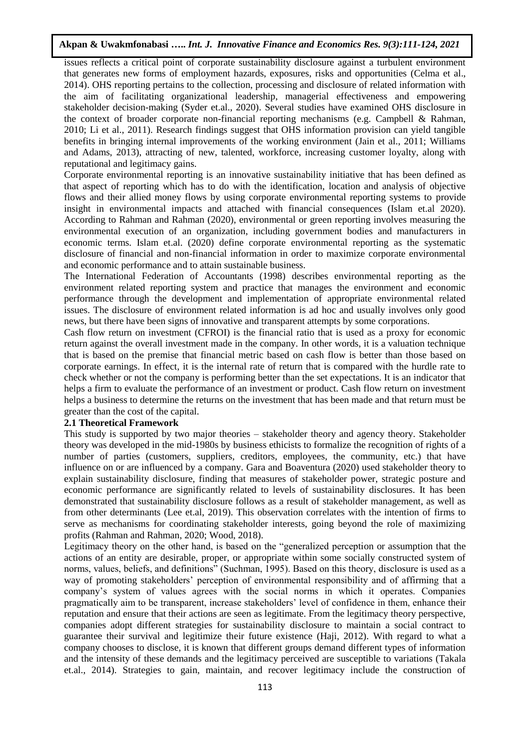issues reflects a critical point of corporate sustainability disclosure against a turbulent environment that generates new forms of employment hazards, exposures, risks and opportunities (Celma et al., 2014). OHS reporting pertains to the collection, processing and disclosure of related information with the aim of facilitating organizational leadership, managerial effectiveness and empowering stakeholder decision-making (Syder et.al., 2020). Several studies have examined OHS disclosure in the context of broader corporate non-financial reporting mechanisms (e.g. Campbell & Rahman, 2010; Li et al., 2011). Research findings suggest that OHS information provision can yield tangible benefits in bringing internal improvements of the working environment (Jain et al., 2011; Williams and Adams, 2013), attracting of new, talented, workforce, increasing customer loyalty, along with reputational and legitimacy gains.

Corporate environmental reporting is an innovative sustainability initiative that has been defined as that aspect of reporting which has to do with the identification, location and analysis of objective flows and their allied money flows by using corporate environmental reporting systems to provide insight in environmental impacts and attached with financial consequences (Islam et.al 2020). According to Rahman and Rahman (2020), environmental or green reporting involves measuring the environmental execution of an organization, including government bodies and manufacturers in economic terms. Islam et.al. (2020) define corporate environmental reporting as the systematic disclosure of financial and non-financial information in order to maximize corporate environmental and economic performance and to attain sustainable business.

The International Federation of Accountants (1998) describes environmental reporting as the environment related reporting system and practice that manages the environment and economic performance through the development and implementation of appropriate environmental related issues. The disclosure of environment related information is ad hoc and usually involves only good news, but there have been signs of innovative and transparent attempts by some corporations.

Cash flow return on investment (CFROI) is the financial ratio that is used as a proxy for economic return against the overall investment made in the company. In other words, it is a valuation technique that is based on the premise that financial metric based on cash flow is better than those based on corporate earnings. In effect, it is the internal rate of return that is compared with the hurdle rate to check whether or not the company is performing better than the set expectations. It is an indicator that helps a firm to evaluate the performance of an investment or product. Cash flow return on investment helps a business to determine the returns on the investment that has been made and that return must be greater than the cost of the capital.

## 2.1 Theoretical Framework

This study is supported by two major theories – stakeholder theory and agency theory. Stakeholder theory was developed in the mid-1980s by business ethicists to formalize the recognition of rights of a number of parties (customers, suppliers, creditors, employees, the community, etc.) that have influence on or are influenced by a company. Gara and Boaventura (2020) used stakeholder theory to explain sustainability disclosure, finding that measures of stakeholder power, strategic posture and economic performance are significantly related to levels of sustainability disclosures. It has been demonstrated that sustainability disclosure follows as a result of stakeholder management, as well as from other determinants (Lee et.al, 2019). This observation correlates with the intention of firms to serve as mechanisms for coordinating stakeholder interests, going beyond the role of maximizing profits (Rahman and Rahman, 2020; Wood, 2018).

Legitimacy theory on the other hand, is based on the "generalized perception or assumption that the actions of an entity are desirable, proper, or appropriate within some socially constructed system of norms, values, beliefs, and definitions" (Suchman, 1995). Based on this theory, disclosure is used as a way of promoting stakeholders' perception of environmental responsibility and of affirming that a company's system of values agrees with the social norms in which it operates. Companies pragmatically aim to be transparent, increase stakeholders' level of confidence in them, enhance their reputation and ensure that their actions are seen as legitimate. From the legitimacy theory perspective, companies adopt different strategies for sustainability disclosure to maintain a social contract to guarantee their survival and legitimize their future existence (Haji, 2012). With regard to what a company chooses to disclose, it is known that different groups demand different types of information and the intensity of these demands and the legitimacy perceived are susceptible to variations (Takala et.al., 2014). Strategies to gain, maintain, and recover legitimacy include the construction of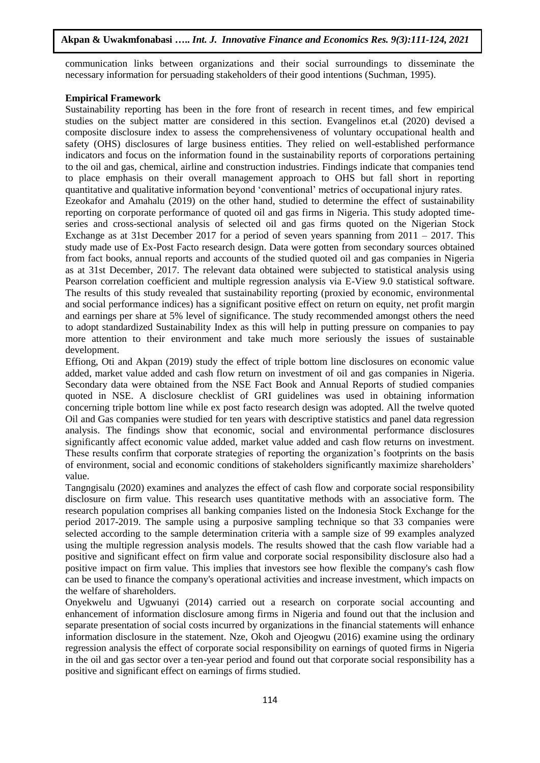communication links between organizations and their social surroundings to disseminate the necessary information for persuading stakeholders of their good intentions (Suchman, 1995).

**Empirical Framework**

Sustainability reporting has been in the fore front of research in recent times, and few empirical studies on the subject matter are considered in this section. Evangelinos et.al (2020) devised a composite disclosure index to assess the comprehensiveness of voluntary occupational health and safety (OHS) disclosures of large business entities. They relied on well-established performance indicators and focus on the information found in the sustainability reports of corporations pertaining to the oil and gas, chemical, airline and construction industries. Findings indicate that companies tend to place emphasis on their overall management approach to OHS but fall short in reporting quantitative and qualitative information beyond 'conventional' metrics of occupational injury rates.

Ezeokafor and Amahalu (2019) on the other hand, studied to determine the effect of sustainability reporting on corporate performance of quoted oil and gas firms in Nigeria. This study adopted time-series and cross-sectional analysis of selected oil and gas firms quoted on the Nigerian Stock Exchange as at 31st December 2017 for a period of seven years spanning from 2011 – 2017. This study made use of Ex-Post Facto research design. Data were gotten from secondary sources obtained from fact books, annual reports and accounts of the studied quoted oil and gas companies in Nigeria as at 31st December, 2017. The relevant data obtained were subjected to statistical analysis using Pearson correlation coefficient and multiple regression analysis via E-View 9.0 statistical software. The results of this study revealed that sustainability reporting (proxied by economic, environmental and social performance indices) has a significant positive effect on return on equity, net profit margin and earnings per share at 5% level of significance. The study recommended amongst others the need to adopt standardized Sustainability Index as this will help in putting pressure on companies to pay more attention to their environment and take much more seriously the issues of sustainable development.

Effiong, Oti and Akpan (2019) study the effect of triple bottom line disclosures on economic value added, market value added and cash flow return on investment of oil and gas companies in Nigeria. Secondary data were obtained from the NSE Fact Book and Annual Reports of studied companies quoted in NSE. A disclosure checklist of GRI guidelines was used in obtaining information concerning triple bottom line while ex post facto research design was adopted. All the twelve quoted Oil and Gas companies were studied for ten years with descriptive statistics and panel data regression analysis. The findings show that economic, social and environmental performance disclosures significantly affect economic value added, market value added and cash flow returns on investment. These results confirm that corporate strategies of reporting the organization's footprints on the basis of environment, social and economic conditions of stakeholders significantly maximize shareholders' value.

Tangngisalu (2020) examines and analyzes the effect of cash flow and corporate social responsibility disclosure on firm value. This research uses quantitative methods with an associative form. The research population comprises all banking companies listed on the Indonesia Stock Exchange for the period 2017-2019. The sample using a purposive sampling technique so that 33 companies were selected according to the sample determination criteria with a sample size of 99 examples analyzed using the multiple regression analysis models. The results showed that the cash flow variable had a positive and significant effect on firm value and corporate social responsibility disclosure also had a positive impact on firm value. This implies that investors see how flexible the company's cash flow can be used to finance the company's operational activities and increase investment, which impacts on the welfare of shareholders.

Onyekwelu and Ugwuanyi (2014) carried out a research on corporate social accounting and enhancement of information disclosure among firms in Nigeria and found out that the inclusion and separate presentation of social costs incurred by organizations in the financial statements will enhance information disclosure in the statement. Nze, Okoh and Ojeogwu (2016) examine using the ordinary regression analysis the effect of corporate social responsibility on earnings of quoted firms in Nigeria in the oil and gas sector over a ten-year period and found out that corporate social responsibility has a positive and significant effect on earnings of firms studied.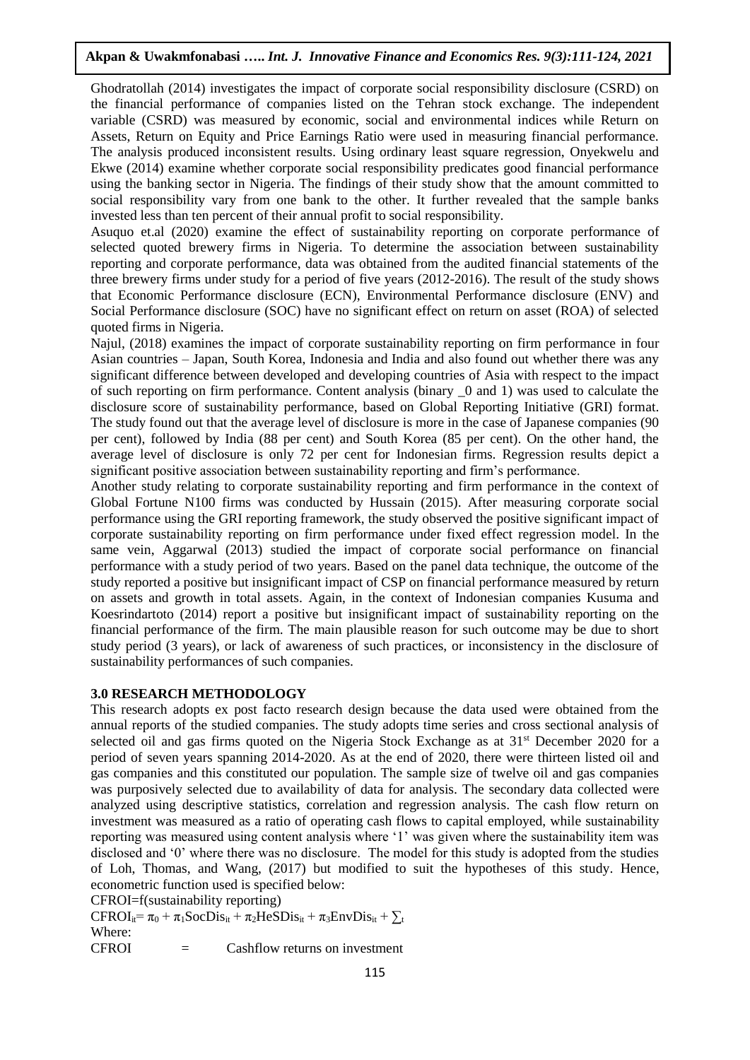Ghodratollah (2014) investigates the impact of corporate social responsibility disclosure (CSRD) on the financial performance of companies listed on the Tehran stock exchange. The independent variable (CSRD) was measured by economic, social and environmental indices while Return on Assets, Return on Equity and Price Earnings Ratio were used in measuring financial performance. The analysis produced inconsistent results. Using ordinary least square regression, Onyekwelu and Ekwe (2014) examine whether corporate social responsibility predicates good financial performance using the banking sector in Nigeria. The findings of their study show that the amount committed to social responsibility vary from one bank to the other. It further revealed that the sample banks invested less than ten percent of their annual profit to social responsibility.

Asuquo et.al (2020) examine the effect of sustainability reporting on corporate performance of selected quoted brewery firms in Nigeria. To determine the association between sustainability reporting and corporate performance, data was obtained from the audited financial statements of the three brewery firms under study for a period of five years (2012-2016). The result of the study shows that Economic Performance disclosure (ECN), Environmental Performance disclosure (ENV) and Social Performance disclosure (SOC) have no significant effect on return on asset (ROA) of selected quoted firms in Nigeria.

Najul, (2018) examines the impact of corporate sustainability reporting on firm performance in four Asian countries – Japan, South Korea, Indonesia and India and also found out whether there was any significant difference between developed and developing countries of Asia with respect to the impact of such reporting on firm performance. Content analysis (binary _0 and 1) was used to calculate the disclosure score of sustainability performance, based on Global Reporting Initiative (GRI) format. The study found out that the average level of disclosure is more in the case of Japanese companies (90 per cent), followed by India (88 per cent) and South Korea (85 per cent). On the other hand, the average level of disclosure is only 72 per cent for Indonesian firms. Regression results depict a significant positive association between sustainability reporting and firm's performance.

Another study relating to corporate sustainability reporting and firm performance in the context of Global Fortune N100 firms was conducted by Hussain (2015). After measuring corporate social performance using the GRI reporting framework, the study observed the positive significant impact of corporate sustainability reporting on firm performance under fixed effect regression model. In the same vein, Aggarwal (2013) studied the impact of corporate social performance on financial performance with a study period of two years. Based on the panel data technique, the outcome of the study reported a positive but insignificant impact of CSP on financial performance measured by return on assets and growth in total assets. Again, in the context of Indonesian companies Kusuma and Koesrindartoto (2014) report a positive but insignificant impact of sustainability reporting on the financial performance of the firm. The main plausible reason for such outcome may be due to short study period (3 years), or lack of awareness of such practices, or inconsistency in the disclosure of sustainability performances of such companies.

## 3.0 RESEARCH METHODOLOGY

This research adopts ex post facto research design because the data used were obtained from the annual reports of the studied companies. The study adopts time series and cross sectional analysis of selected oil and gas firms quoted on the Nigeria Stock Exchange as at 31st December 2020 for a period of seven years spanning 2014-2020. As at the end of 2020, there were thirteen listed oil and gas companies and this constituted our population. The sample size of twelve oil and gas companies was purposively selected due to availability of data for analysis. The secondary data collected were analyzed using descriptive statistics, correlation and regression analysis. The cash flow return on investment was measured as a ratio of operating cash flows to capital employed, while sustainability reporting was measured using content analysis where '1' was given where the sustainability item was disclosed and '0' where there was no disclosure. The model for this study is adopted from the studies of Loh, Thomas, and Wang, (2017) but modified to suit the hypotheses of this study. Hence, econometric function used is specified below:

CFROI=f(sustainability reporting)

$$CFROI_{it} = \pi_0 + \pi_1 SocDis_{it} + \pi_2 HeSDis_{it} + \pi_3 EnvDis_{it} + \sum_t$$

Where:

CFROI = Cashflow returns on investment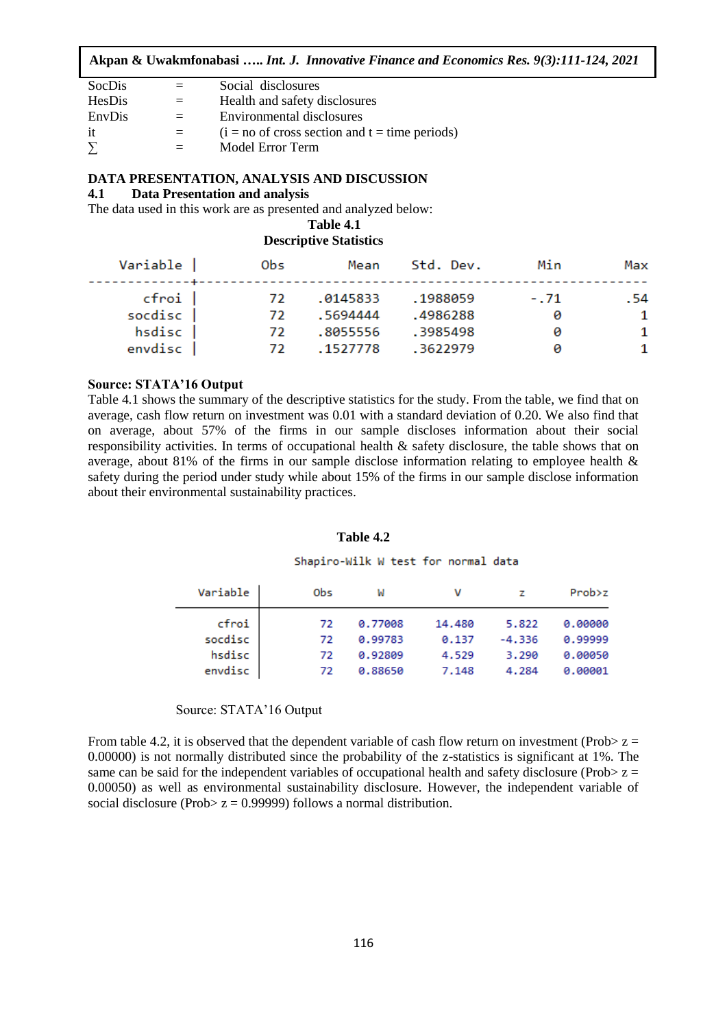| | | |
|---|---|---|
| SocDis | = | Social disclosures |
| HesDis | = | Health and safety disclosures |
| EnvDis | = | Environmental disclosures |
| it | = | (i = no of cross section and t = time periods) |
| ∑ | = | Model Error Term |

## DATA PRESENTATION, ANALYSIS AND DISCUSSION

### 4.1 Data Presentation and analysis

The data used in this work are as presented and analyzed below:

**Table 4.1**
**Descriptive Statistics**

| Variable | Obs | Mean | Std. Dev. | Min | Max |
|---|---|---|---|---|---|
| cfroi | 72 | .0145833 | .1988059 | -.71 | .54 |
| socdisc | 72 | .5694444 | .4986288 | 0 | 1 |
| hsdisc | 72 | .8055556 | .3985498 | 0 | 1 |
| envdisc | 72 | .1527778 | .3622979 | 0 | 1 |

**Source: STATA'16 Output**

Table 4.1 shows the summary of the descriptive statistics for the study. From the table, we find that on average, cash flow return on investment was 0.01 with a standard deviation of 0.20. We also find that on average, about 57% of the firms in our sample discloses information about their social responsibility activities. In terms of occupational health & safety disclosure, the table shows that on average, about 81% of the firms in our sample disclose information relating to employee health & safety during the period under study while about 15% of the firms in our sample disclose information about their environmental sustainability practices.

**Table 4.2**

Shapiro-Wilk W test for normal data

| Variable | Obs | W | V | z | Prob>z |
|---|---|---|---|---|---|
| cfroi | 72 | 0.77008 | 14.480 | 5.822 | 0.00000 |
| socdisc | 72 | 0.99783 | 0.137 | -4.336 | 0.99999 |
| hsdisc | 72 | 0.92809 | 4.529 | 3.290 | 0.00050 |
| envdisc | 72 | 0.88650 | 7.148 | 4.284 | 0.00001 |

Source: STATA'16 Output

From table 4.2, it is observed that the dependent variable of cash flow return on investment (Prob> z = 0.00000) is not normally distributed since the probability of the z-statistics is significant at 1%. The same can be said for the independent variables of occupational health and safety disclosure (Prob> z = 0.00050) as well as environmental sustainability disclosure. However, the independent variable of social disclosure (Prob> z = 0.99999) follows a normal distribution.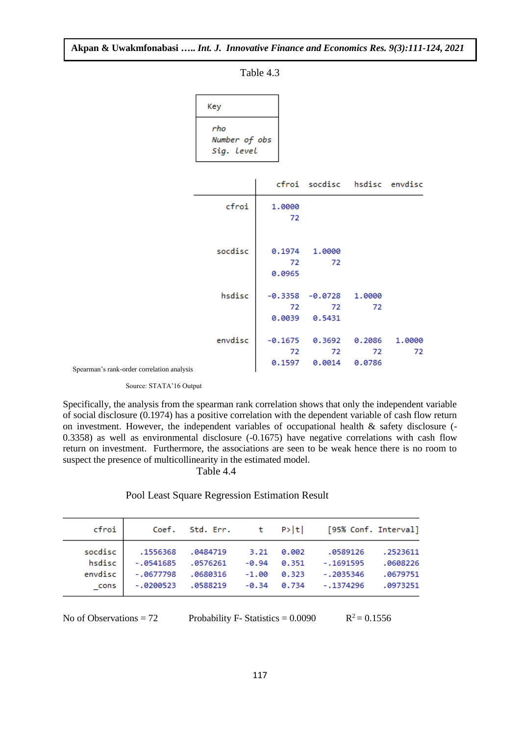Table 4.3

| Key |
|---|
| rho<br>Number of obs<br>Sig. level |

| | cfroi | socdisc | hsdisc | envdisc |
|---|---|---|---|---|
| cfroi | 1.0000<br>72 | | | |
| socdisc | 0.1974<br>72<br>0.0965 | 1.0000<br>72 | | |
| hsdisc | -0.3358<br>72<br>0.0039 | -0.0728<br>72<br>0.5431 | 1.0000<br>72 | |
| envdisc | -0.1675<br>72<br>0.1597 | 0.3692<br>72<br>0.0014 | 0.2086<br>72<br>0.0786 | 1.0000<br>72 |

Spearman's rank-order correlation analysis

Source: STATA'16 Output

Specifically, the analysis from the spearman rank correlation shows that only the independent variable of social disclosure (0.1974) has a positive correlation with the dependent variable of cash flow return on investment. However, the independent variables of occupational health & safety disclosure (-0.3358) as well as environmental disclosure (-0.1675) have negative correlations with cash flow return on investment. Furthermore, the associations are seen to be weak hence there is no room to suspect the presence of multicollinearity in the estimated model.

Table 4.4

Pool Least Square Regression Estimation Result

| cfroi | Coef. | Std. Err. | t | P>\|t\| | [95% Conf. | Interval] |
|---|---|---|---|---|---|---|
| socdisc | .1556368 | .0484719 | 3.21 | 0.002 | .0589126 | .2523611 |
| hsdisc | -.0541685 | .0576261 | -0.94 | 0.351 | -.1691595 | .0608226 |
| envdisc | -.0677798 | .0680316 | -1.00 | 0.323 | -.2035346 | .0679751 |
| _cons | -.0200523 | .0588219 | -0.34 | 0.734 | -.1374296 | .0973251 |

No of Observations = 72 Probability F- Statistics = 0.0090 $R^2 = 0.1556$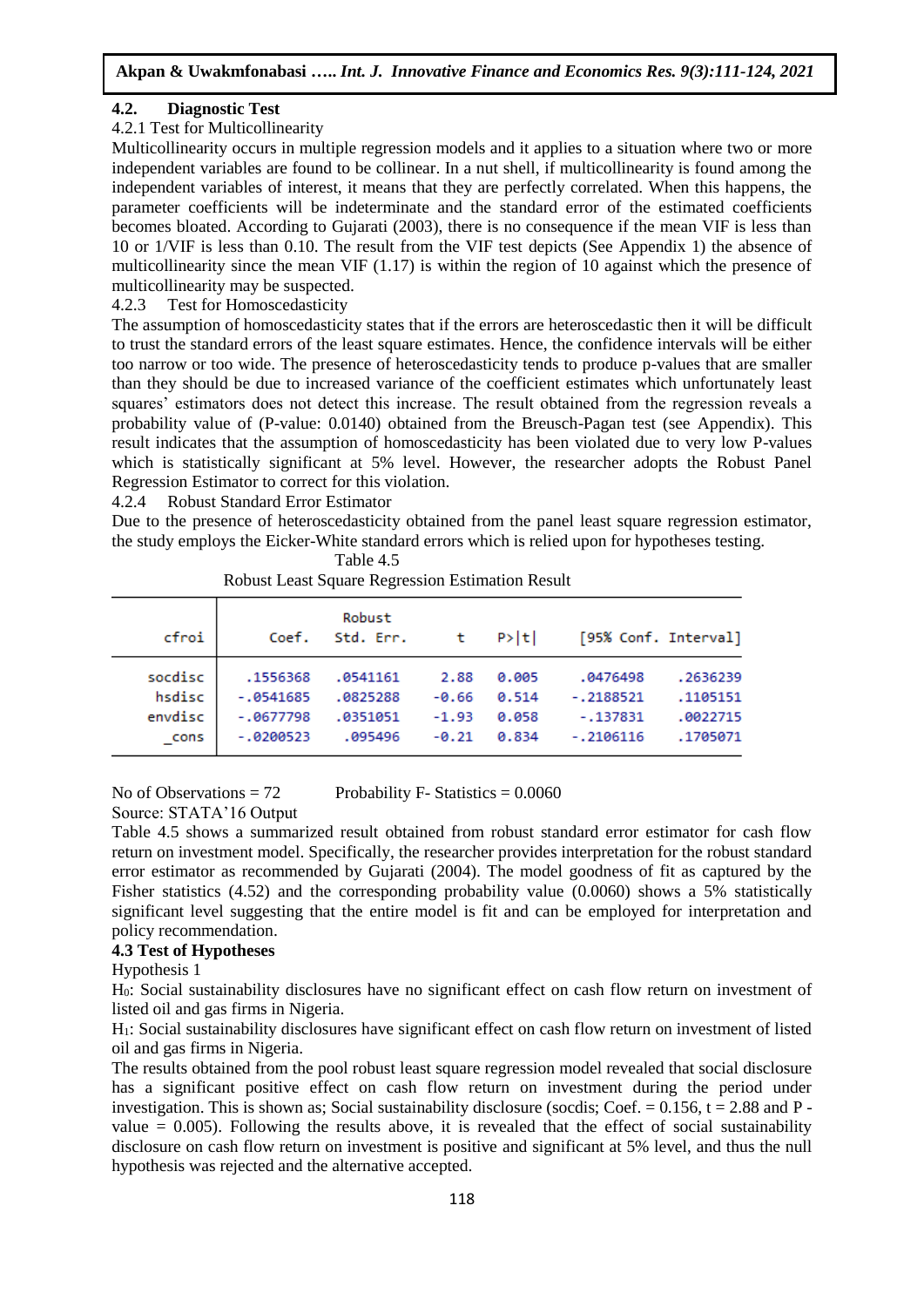## 4.2. Diagnostic Test

4.2.1 Test for Multicollinearity

Multicollinearity occurs in multiple regression models and it applies to a situation where two or more independent variables are found to be collinear. In a nut shell, if multicollinearity is found among the independent variables of interest, it means that they are perfectly correlated. When this happens, the parameter coefficients will be indeterminate and the standard error of the estimated coefficients becomes bloated. According to Gujarati (2003), there is no consequence if the mean VIF is less than 10 or 1/VIF is less than 0.10. The result from the VIF test depicts (See Appendix 1) the absence of multicollinearity since the mean VIF (1.17) is within the region of 10 against which the presence of multicollinearity may be suspected.

4.2.3 Test for Homoscedasticity

The assumption of homoscedasticity states that if the errors are heteroscedastic then it will be difficult to trust the standard errors of the least square estimates. Hence, the confidence intervals will be either too narrow or too wide. The presence of heteroscedasticity tends to produce p-values that are smaller than they should be due to increased variance of the coefficient estimates which unfortunately least squares' estimators does not detect this increase. The result obtained from the regression reveals a probability value of (P-value: 0.0140) obtained from the Breusch-Pagan test (see Appendix). This result indicates that the assumption of homoscedasticity has been violated due to very low P-values which is statistically significant at 5% level. However, the researcher adopts the Robust Panel Regression Estimator to correct for this violation.

4.2.4 Robust Standard Error Estimator

Due to the presence of heteroscedasticity obtained from the panel least square regression estimator, the study employs the Eicker-White standard errors which is relied upon for hypotheses testing.

Table 4.5

Robust Least Square Regression Estimation Result

| cfroi | Coef. | Robust Std. Err. | t | P>\|t\| | [95% Conf. | Interval] |
|---|---|---|---|---|---|---|
| socdisc | .1556368 | .0541161 | 2.88 | 0.005 | .0476498 | .2636239 |
| hsdisc | -.0541685 | .0825288 | -0.66 | 0.514 | -.2188521 | .1105151 |
| envdisc | -.0677798 | .0351051 | -1.93 | 0.058 | -.137831 | .0022715 |
| _cons | -.0200523 | .095496 | -0.21 | 0.834 | -.2106116 | .1705071 |

No of Observations = 72          Probability F- Statistics = 0.0060

Source: STATA'16 Output

Table 4.5 shows a summarized result obtained from robust standard error estimator for cash flow return on investment model. Specifically, the researcher provides interpretation for the robust standard error estimator as recommended by Gujarati (2004). The model goodness of fit as captured by the Fisher statistics (4.52) and the corresponding probability value (0.0060) shows a 5% statistically significant level suggesting that the entire model is fit and can be employed for interpretation and policy recommendation.

## 4.3 Test of Hypotheses

Hypothesis 1

$H_0$: Social sustainability disclosures have no significant effect on cash flow return on investment of listed oil and gas firms in Nigeria.

$H_1$: Social sustainability disclosures have significant effect on cash flow return on investment of listed oil and gas firms in Nigeria.

The results obtained from the pool robust least square regression model revealed that social disclosure has a significant positive effect on cash flow return on investment during the period under investigation. This is shown as; Social sustainability disclosure (socdis; Coef. = 0.156, t = 2.88 and P - value = 0.005). Following the results above, it is revealed that the effect of social sustainability disclosure on cash flow return on investment is positive and significant at 5% level, and thus the null hypothesis was rejected and the alternative accepted.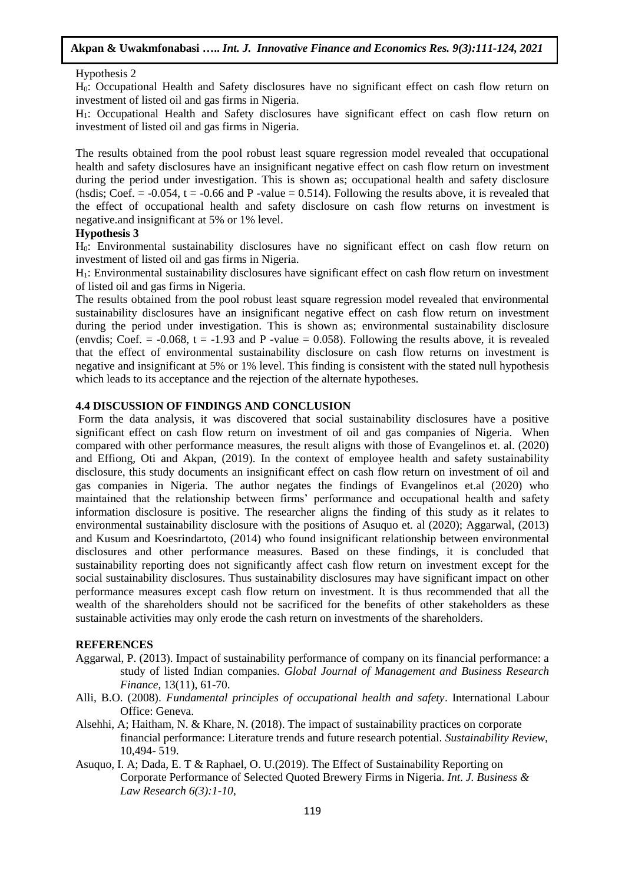Hypothesis 2

$H_0$: Occupational Health and Safety disclosures have no significant effect on cash flow return on investment of listed oil and gas firms in Nigeria.

$H_1$: Occupational Health and Safety disclosures have significant effect on cash flow return on investment of listed oil and gas firms in Nigeria.

The results obtained from the pool robust least square regression model revealed that occupational health and safety disclosures have an insignificant negative effect on cash flow return on investment during the period under investigation. This is shown as; occupational health and safety disclosure (hsdis; Coef. = -0.054, t = -0.66 and P -value = 0.514). Following the results above, it is revealed that the effect of occupational health and safety disclosure on cash flow returns on investment is negative.and insignificant at 5% or 1% level.

**Hypothesis 3**

$H_0$: Environmental sustainability disclosures have no significant effect on cash flow return on investment of listed oil and gas firms in Nigeria.

$H_1$: Environmental sustainability disclosures have significant effect on cash flow return on investment of listed oil and gas firms in Nigeria.

The results obtained from the pool robust least square regression model revealed that environmental sustainability disclosures have an insignificant negative effect on cash flow return on investment during the period under investigation. This is shown as; environmental sustainability disclosure (envdis; Coef. = -0.068, t = -1.93 and P -value = 0.058). Following the results above, it is revealed that the effect of environmental sustainability disclosure on cash flow returns on investment is negative and insignificant at 5% or 1% level. This finding is consistent with the stated null hypothesis which leads to its acceptance and the rejection of the alternate hypotheses.

### 4.4 DISCUSSION OF FINDINGS AND CONCLUSION

Form the data analysis, it was discovered that social sustainability disclosures have a positive significant effect on cash flow return on investment of oil and gas companies of Nigeria. When compared with other performance measures, the result aligns with those of Evangelinos et. al. (2020) and Effiong, Oti and Akpan, (2019). In the context of employee health and safety sustainability disclosure, this study documents an insignificant effect on cash flow return on investment of oil and gas companies in Nigeria. The author negates the findings of Evangelinos et.al (2020) who maintained that the relationship between firms' performance and occupational health and safety information disclosure is positive. The researcher aligns the finding of this study as it relates to environmental sustainability disclosure with the positions of Asuquo et. al (2020); Aggarwal, (2013) and Kusum and Koesrindartoto, (2014) who found insignificant relationship between environmental disclosures and other performance measures. Based on these findings, it is concluded that sustainability reporting does not significantly affect cash flow return on investment except for the social sustainability disclosures. Thus sustainability disclosures may have significant impact on other performance measures except cash flow return on investment. It is thus recommended that all the wealth of the shareholders should not be sacrificed for the benefits of other stakeholders as these sustainable activities may only erode the cash return on investments of the shareholders.

### REFERENCES

Aggarwal, P. (2013). Impact of sustainability performance of company on its financial performance: a study of listed Indian companies. *Global Journal of Management and Business Research Finance,* 13(11), 61-70.

Alli, B.O. (2008). *Fundamental principles of occupational health and safety*. International Labour Office: Geneva.

Alsehhi, A; Haitham, N. & Khare, N. (2018). The impact of sustainability practices on corporate financial performance: Literature trends and future research potential. *Sustainability Review,* 10,494- 519.

Asuquo, I. A; Dada, E. T & Raphael, O. U.(2019). The Effect of Sustainability Reporting on Corporate Performance of Selected Quoted Brewery Firms in Nigeria. *Int. J. Business & Law Research 6(3):1-10,*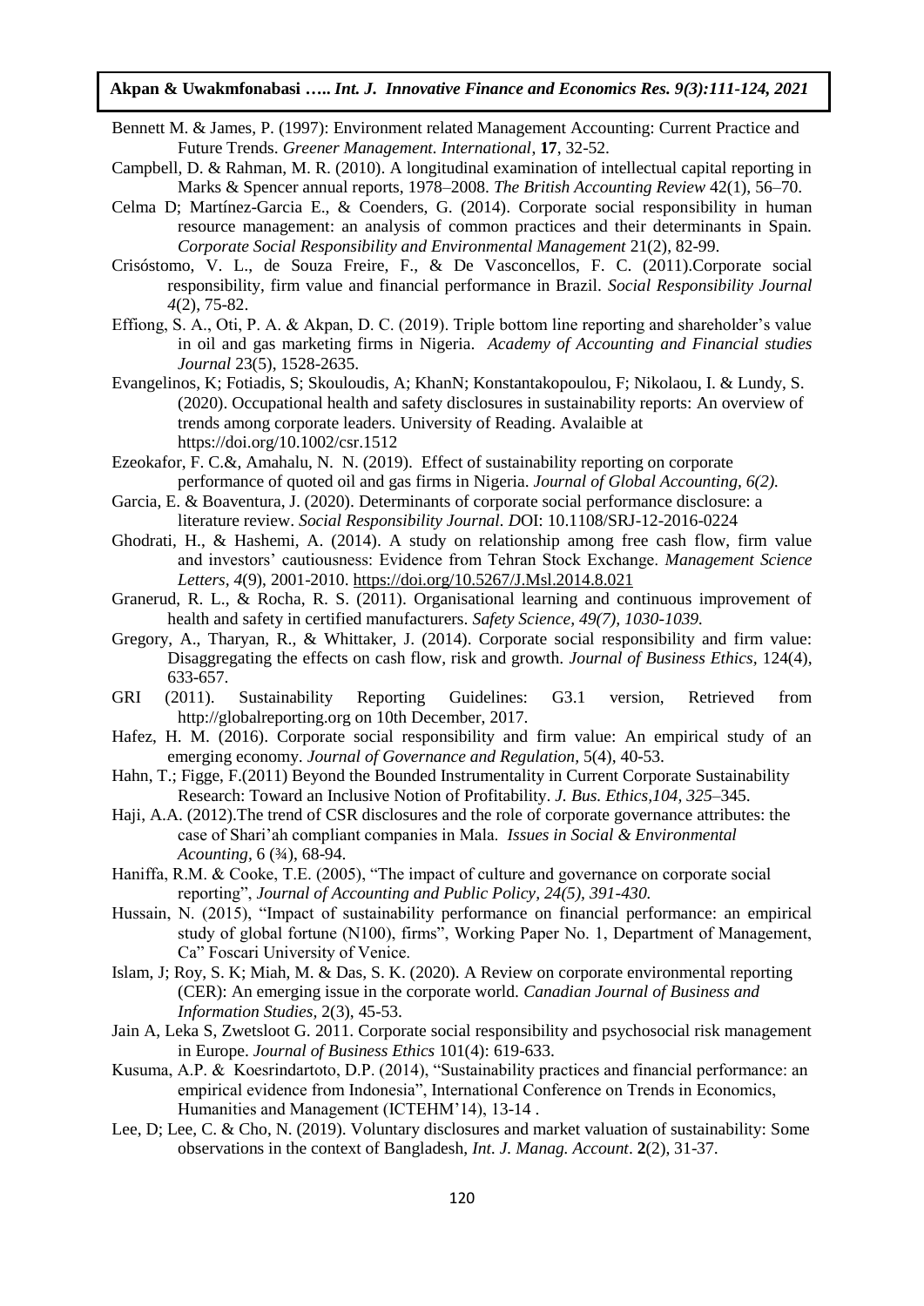Bennett M. & James, P. (1997): Environment related Management Accounting: Current Practice and Future Trends. *Greener Management. International*, **17**, 32-52.

Campbell, D. & Rahman, M. R. (2010). A longitudinal examination of intellectual capital reporting in Marks & Spencer annual reports, 1978–2008. *The British Accounting Review* 42(1), 56–70.

Celma D; Martínez-Garcia E., & Coenders, G. (2014). Corporate social responsibility in human resource management: an analysis of common practices and their determinants in Spain. *Corporate Social Responsibility and Environmental Management* 21(2), 82-99.

Crisóstomo, V. L., de Souza Freire, F., & De Vasconcellos, F. C. (2011).Corporate social responsibility, firm value and financial performance in Brazil. *Social Responsibility Journal 4*(2), 75-82.

Effiong, S. A., Oti, P. A. & Akpan, D. C. (2019). Triple bottom line reporting and shareholder's value in oil and gas marketing firms in Nigeria. *Academy of Accounting and Financial studies Journal* 23(5), 1528-2635.

Evangelinos, K; Fotiadis, S; Skouloudis, A; KhanN; Konstantakopoulou, F; Nikolaou, I. & Lundy, S. (2020). Occupational health and safety disclosures in sustainability reports: An overview of trends among corporate leaders. University of Reading. Avalaible at https://doi.org/10.1002/csr.1512

Ezeokafor, F. C.&, Amahalu, N. N. (2019). Effect of sustainability reporting on corporate performance of quoted oil and gas firms in Nigeria. *Journal of Global Accounting, 6(2).*

Garcia, E. & Boaventura, J. (2020). Determinants of corporate social performance disclosure: a literature review. *Social Responsibility Journal. D*OI: 10.1108/SRJ-12-2016-0224

Ghodrati, H., & Hashemi, A. (2014). A study on relationship among free cash flow, firm value and investors' cautiousness: Evidence from Tehran Stock Exchange. *Management Science Letters, 4*(9), 2001-2010. https://doi.org/10.5267/J.Msl.2014.8.021

Granerud, R. L., & Rocha, R. S. (2011). Organisational learning and continuous improvement of health and safety in certified manufacturers. *Safety Science, 49(7), 1030-1039.*

Gregory, A., Tharyan, R., & Whittaker, J. (2014). Corporate social responsibility and firm value: Disaggregating the effects on cash flow, risk and growth. *Journal of Business Ethics,* 124(4), 633-657.

GRI (2011). Sustainability Reporting Guidelines: G3.1 version, Retrieved from http://globalreporting.org on 10th December, 2017.

Hafez, H. M. (2016). Corporate social responsibility and firm value: An empirical study of an emerging economy. *Journal of Governance and Regulation,* 5(4), 40-53.

Hahn, T.; Figge, F.(2011) Beyond the Bounded Instrumentality in Current Corporate Sustainability Research: Toward an Inclusive Notion of Profitability. *J. Bus. Ethics,104, 325*–345.

Haji, A.A. (2012).The trend of CSR disclosures and the role of corporate governance attributes: the case of Shari'ah compliant companies in Mala. *Issues in Social & Environmental Acounting,* 6 (¾), 68-94.

Haniffa, R.M. & Cooke, T.E. (2005), "The impact of culture and governance on corporate social reporting", *Journal of Accounting and Public Policy, 24(5), 391-430.*

Hussain, N. (2015), "Impact of sustainability performance on financial performance: an empirical study of global fortune (N100), firms", Working Paper No. 1, Department of Management, Ca" Foscari University of Venice.

Islam, J; Roy, S. K; Miah, M. & Das, S. K. (2020). A Review on corporate environmental reporting (CER): An emerging issue in the corporate world. *Canadian Journal of Business and Information Studies,* 2(3), 45-53.

Jain A, Leka S, Zwetsloot G. 2011. Corporate social responsibility and psychosocial risk management in Europe. *Journal of Business Ethics* 101(4): 619-633.

Kusuma, A.P. & Koesrindartoto, D.P. (2014), "Sustainability practices and financial performance: an empirical evidence from Indonesia", International Conference on Trends in Economics, Humanities and Management (ICTEHM'14), 13-14 .

Lee, D; Lee, C. & Cho, N. (2019). Voluntary disclosures and market valuation of sustainability: Some observations in the context of Bangladesh, *Int. J. Manag. Account*. **2**(2), 31-37.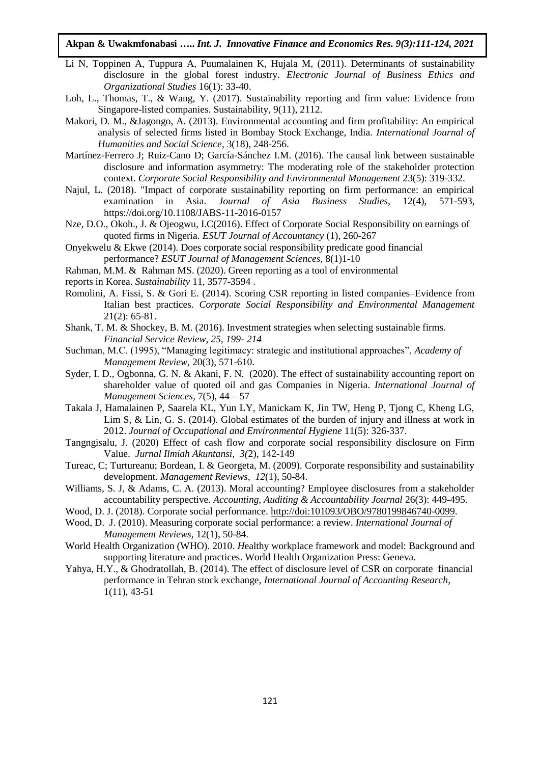Li N, Toppinen A, Tuppura A, Puumalainen K, Hujala M, (2011). Determinants of sustainability disclosure in the global forest industry. *Electronic Journal of Business Ethics and Organizational Studies* 16(1): 33-40.

Loh, L., Thomas, T., & Wang, Y. (2017). Sustainability reporting and firm value: Evidence from Singapore-listed companies. Sustainability, 9(11), 2112.

Makori, D. M., &Jagongo, A. (2013). Environmental accounting and firm profitability: An empirical analysis of selected firms listed in Bombay Stock Exchange, India. *International Journal of Humanities and Social Science*, 3(18), 248-256.

Martínez-Ferrero J; Ruiz-Cano D; García-Sánchez I.M. (2016). The causal link between sustainable disclosure and information asymmetry: The moderating role of the stakeholder protection context. *Corporate Social Responsibility and Environmental Management* 23(5): 319-332.

Najul, L. (2018). "Impact of corporate sustainability reporting on firm performance: an empirical examination in Asia. *Journal of Asia Business Studies*, 12(4), 571-593, https://doi.org/10.1108/JABS-11-2016-0157

Nze, D.O., Okoh., J. & Ojeogwu, I.C(2016). Effect of Corporate Social Responsibility on earnings of quoted firms in Nigeria. *ESUT Journal of Accountancy* (1), 260-267

Onyekwelu & Ekwe (2014). Does corporate social responsibility predicate good financial performance? *ESUT Journal of Management Sciences*, 8(1)1-10

Rahman, M.M. & Rahman MS. (2020). Green reporting as a tool of environmental reports in Korea. *Sustainability* 11, 3577-3594 .

Romolini, A. Fissi, S. & Gori E. (2014). Scoring CSR reporting in listed companies–Evidence from Italian best practices. *Corporate Social Responsibility and Environmental Management* 21(2): 65-81.

Shank, T. M. & Shockey, B. M. (2016). Investment strategies when selecting sustainable firms. *Financial Service Review, 25, 199- 214*

Suchman, M.C. (1995), "Managing legitimacy: strategic and institutional approaches", *Academy of Management Review*, 20(3), 571-610.

Syder, I. D., Ogbonna, G. N. & Akani, F. N. (2020). The effect of sustainability accounting report on shareholder value of quoted oil and gas Companies in Nigeria. *International Journal of Management Sciences*, 7(5), 44 – 57

Takala J, Hamalainen P, Saarela KL, Yun LY, Manickam K, Jin TW, Heng P, Tjong C, Kheng LG, Lim S, & Lin, G. S. (2014). Global estimates of the burden of injury and illness at work in 2012. *Journal of Occupational and Environmental Hygiene* 11(5): 326-337.

Tangngisalu, J. (2020) Effect of cash flow and corporate social responsibility disclosure on Firm Value. *Jurnal Ilmiah Akuntansi*, *3(*2), 142-149

Tureac, C; Turtureanu; Bordean, I. & Georgeta, M. (2009). Corporate responsibility and sustainability development. *Management Reviews, 12*(1), 50-84.

Williams, S. J, & Adams, C. A. (2013). Moral accounting? Employee disclosures from a stakeholder accountability perspective. *Accounting, Auditing & Accountability Journal* 26(3): 449-495.

Wood, D. J. (2018). Corporate social performance. http://doi:101093/OBO/9780199846740-0099.

Wood, D. J. (2010). Measuring corporate social performance: a review. *International Journal of Management Reviews*, 12(1), 50-84.

World Health Organization (WHO). 2010. *H*ealthy workplace framework and model: Background and supporting literature and practices. World Health Organization Press: Geneva.

Yahya, H.Y., & Ghodratollah, B. (2014). The effect of disclosure level of CSR on corporate financial performance in Tehran stock exchange, *International Journal of Accounting Research,* 1(11), 43-51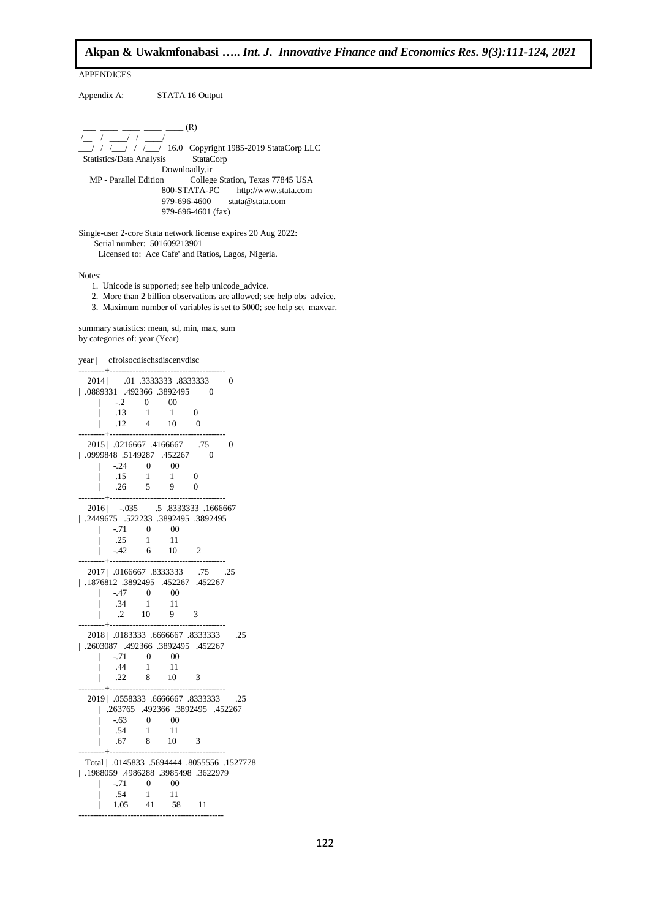APPENDICES

Appendix A: STATA 16 Output

```
 ___  ____  ____  ____  ____ (R)
 /__    /   ____/   /   ____/
___/   /   /___/   /   /___/   16.0   Copyright 1985-2019 StataCorp LLC
  Statistics/Data Analysis            StataCorp
                                      Downloadly.ir
     MP - Parallel Edition            College Station, Texas 77845 USA
                                      800-STATA-PC        http://www.stata.com
                                      979-696-4600        stata@stata.com
                                      979-696-4601 (fax)

Single-user 2-core Stata network license expires 20 Aug 2022:
       Serial number:  501609213901
         Licensed to:  Ace Cafe' and Ratios, Lagos, Nigeria.

Notes:
      1.  Unicode is supported; see help unicode_advice.
      2.  More than 2 billion observations are allowed; see help obs_advice.
      3.  Maximum number of variables is set to 5000; see help set_maxvar.

summary statistics: mean, sd, min, max, sum
  by categories of: year (Year)

year |     cfroisocdischsdiscenvdisc
---------+----------------------------------------
    2014 |      .01  .3333333  .8333333         0
| .0889331  .492366  .3892495         0
         |      -.2         0        00
         |      .13         1         1         0
         |      .12         4        10         0
---------+----------------------------------------
    2015 | .0216667  .4166667       .75         0
| .0999848  .5149287  .452267         0
         |     -.24         0        00
         |      .15         1         1         0
         |      .26         5         9         0
---------+----------------------------------------
    2016 |    -.035        .5  .8333333  .1666667
| .2449675  .522233  .3892495  .3892495
         |     -.71         0        00
         |      .25         1        11
         |     -.42         6        10         2
---------+----------------------------------------
    2017 | .0166667  .8333333       .75       .25
| .1876812  .3892495  .452267  .452267
         |     -.47         0        00
         |      .34         1        11
         |       .2        10         9         3
---------+----------------------------------------
    2018 | .0183333  .6666667  .8333333       .25
| .2603087  .492366  .3892495  .452267
         |     -.71         0        00
         |      .44         1        11
         |      .22         8        10         3
---------+----------------------------------------
    2019 | .0558333  .6666667  .8333333       .25
         | .263765  .492366  .3892495  .452267
         |     -.63         0        00
         |      .54         1        11
         |      .67         8        10         3
---------+----------------------------------------
   Total | .0145833  .5694444  .8055556  .1527778
| .1988059  .4986288  .3985498  .3622979
         |     -.71         0        00
         |      .54         1        11
         |     1.05        41        58        11
--------------------------------------------------
```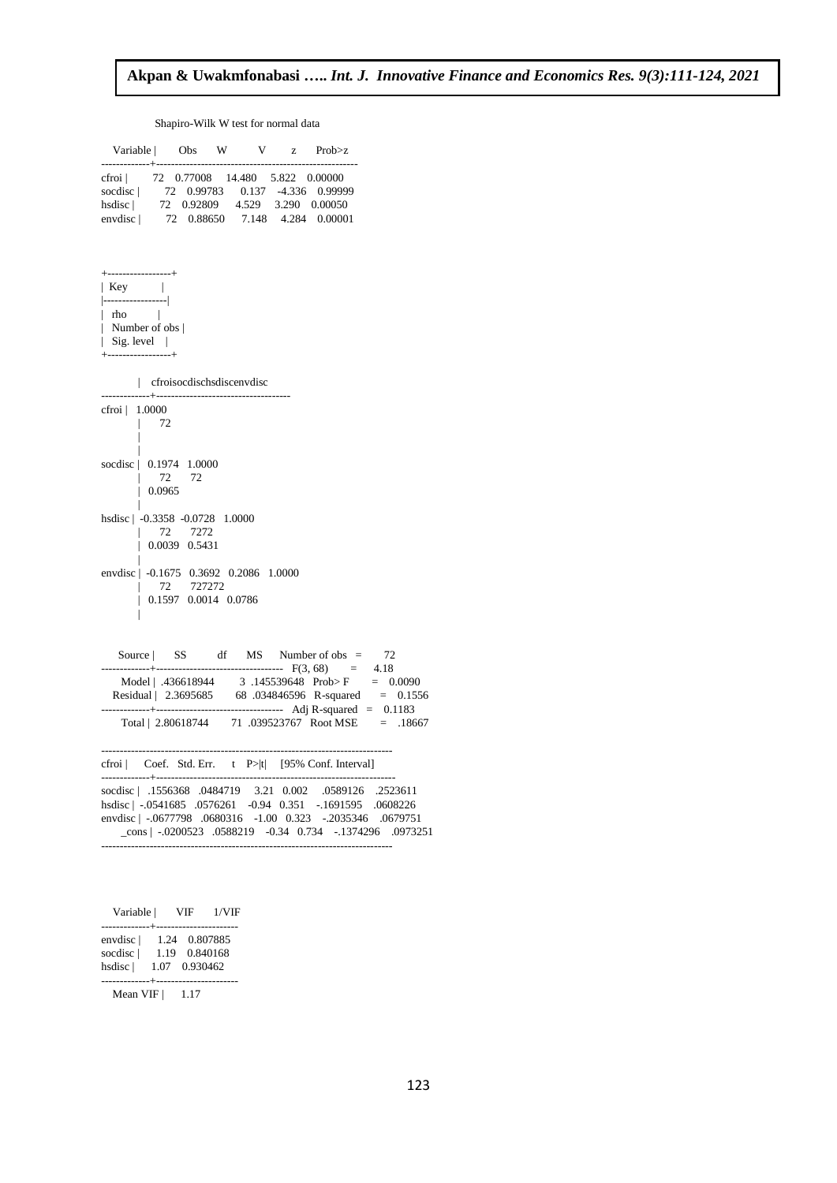Shapiro-Wilk W test for normal data

| Variable | Obs | W | V | z | Prob>z |
|---|---|---|---|---|---|
| cfroi | 72 | 0.77008 | 14.480 | 5.822 | 0.00000 |
| socdisc | 72 | 0.99783 | 0.137 | -4.336 | 0.99999 |
| hsdisc | 72 | 0.92809 | 4.529 | 3.290 | 0.00050 |
| envdisc | 72 | 0.88650 | 7.148 | 4.284 | 0.00001 |

```
+-----------------+
| Key             |
|-----------------|
| rho             |
| Number of obs   |
| Sig. level      |
+-----------------+
```

| | cfroi | socdisc | hsdisc | envdisc |
|---|---|---|---|---|
| cfroi | 1.0000 | | | |
| | 72 | | | |
| | | | | |
| socdisc | 0.1974 | 1.0000 | | |
| | 72 | 72 | | |
| | 0.0965 | | | |
| hsdisc | -0.3358 | -0.0728 | 1.0000 | |
| | 72 | 72 | 72 | |
| | 0.0039 | 0.5431 | | |
| envdisc | -0.1675 | 0.3692 | 0.2086 | 1.0000 |
| | 72 | 72 | 72 | 72 |
| | 0.1597 | 0.0014 | 0.0786 | |

| Source | SS | df | MS | | |
|---|---|---|---|---|---|
| Model | .436618944 | 3 | .145539648 | Number of obs = | 72 |
| Residual | 2.3695685 | 68 | .034846596 | F(3, 68) = | 4.18 |
| Total | 2.80618744 | 71 | .039523767 | Prob> F = | 0.0090 |
| | | | | R-squared = | 0.1556 |
| | | | | Adj R-squared = | 0.1183 |
| | | | | Root MSE = | .18667 |

| cfroi | Coef. | Std. Err. | t | P>\|t\| | [95% Conf. Interval] | |
|---|---|---|---|---|---|---|
| socdisc | .1556368 | .0484719 | 3.21 | 0.002 | .0589126 | .2523611 |
| hsdisc | -.0541685 | .0576261 | -0.94 | 0.351 | -.1691595 | .0608226 |
| envdisc | -.0677798 | .0680316 | -1.00 | 0.323 | -.2035346 | .0679751 |
| _cons | -.0200523 | .0588219 | -0.34 | 0.734 | -.1374296 | .0973251 |

| Variable | VIF | 1/VIF |
|---|---|---|
| envdisc | 1.24 | 0.807885 |
| socdisc | 1.19 | 0.840168 |
| hsdisc | 1.07 | 0.930462 |
| Mean VIF | 1.17 | |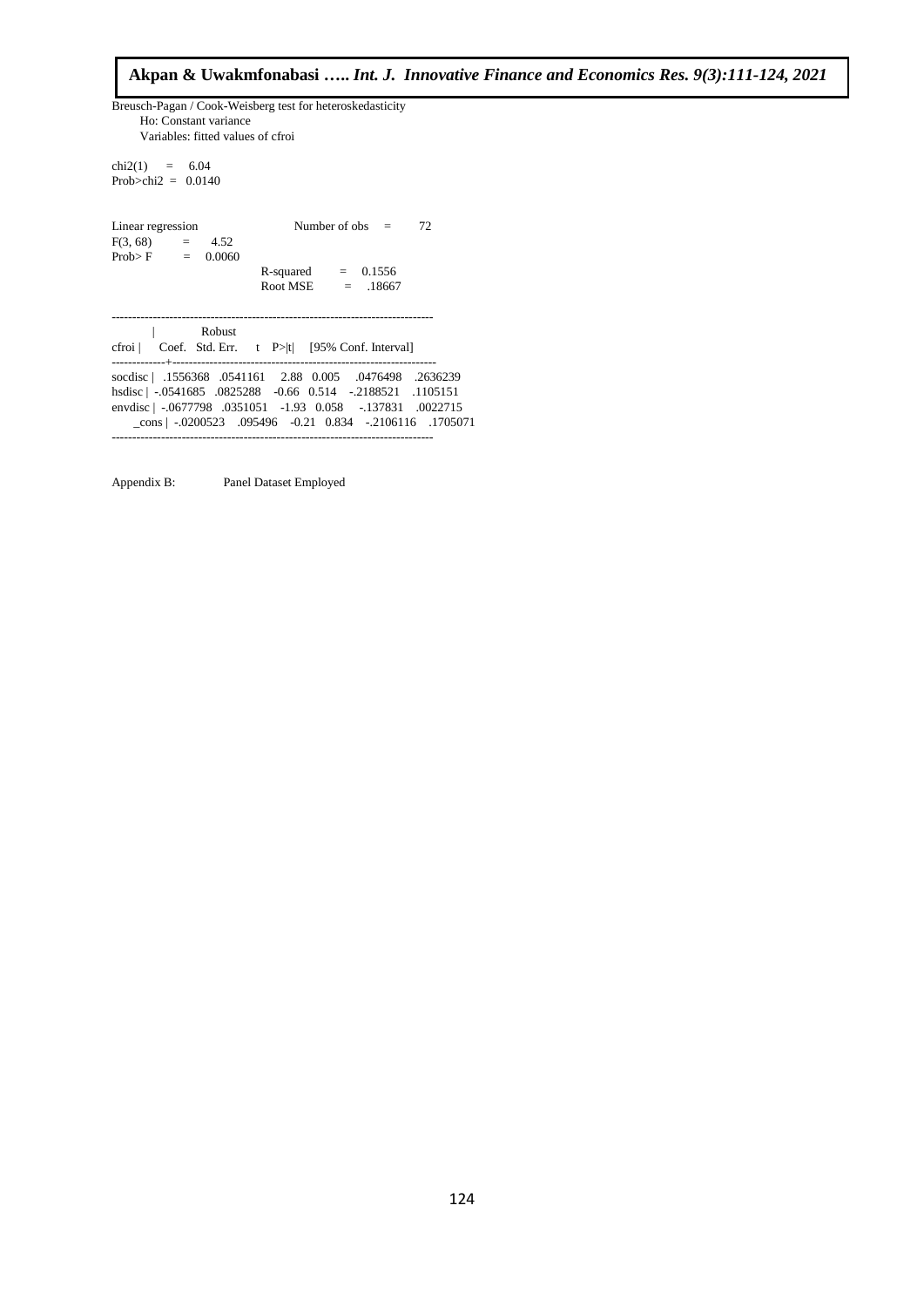Breusch-Pagan / Cook-Weisberg test for heteroskedasticity
Ho: Constant variance
Variables: fitted values of cfroi

chi2(1) = 6.04
Prob>chi2 = 0.0140

```
Linear regression                    Number of obs   =      72
F(3, 68)      =     4.52
Prob> F       =   0.0060
                              R-squared      =   0.1556
                              Root MSE       =   .18667

-------------------------------------------------------------------------------
         |           Robust
cfroi |     Coef.   Std. Err.     t    P>|t|     [95% Conf. Interval]
-------------+-----------------------------------------------------------------
socdisc |  .1556368  .0541161    2.88  0.005    .0476498   .2636239
hsdisc | -.0541685  .0825288   -0.66  0.514   -.2188521   .1105151
envdisc | -.0677798  .0351051   -1.93  0.058    -.137831   .0022715
   _cons | -.0200523   .095496   -0.21  0.834   -.2106116   .1705071
-------------------------------------------------------------------------------
```

Appendix B: Panel Dataset Employed